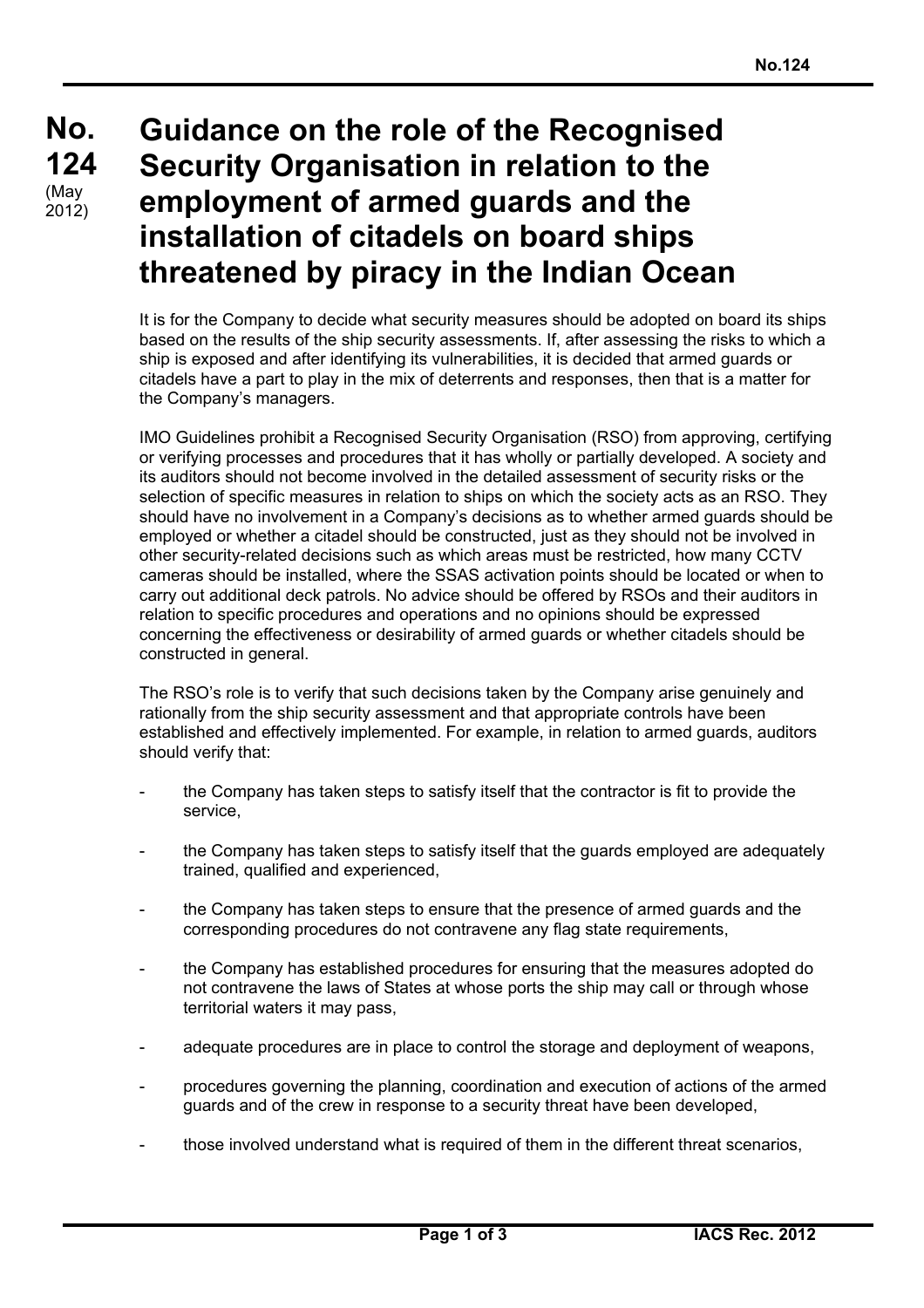# No. 124 (May 2012) Guidance on the role of the Recognised Security Organisation in relation to the employment of armed guards and the installation of citadels on board ships threatened by piracy in the Indian Ocean

It is for the Company to decide what security measures should be adopted on board its ships based on the results of the ship security assessments. If, after assessing the risks to which a ship is exposed and after identifying its vulnerabilities, it is decided that armed guards or citadels have a part to play in the mix of deterrents and responses, then that is a matter for the Company's managers.

IMO Guidelines prohibit a Recognised Security Organisation (RSO) from approving, certifying or verifying processes and procedures that it has wholly or partially developed. A society and its auditors should not become involved in the detailed assessment of security risks or the selection of specific measures in relation to ships on which the society acts as an RSO. They should have no involvement in a Company's decisions as to whether armed guards should be employed or whether a citadel should be constructed, just as they should not be involved in other security-related decisions such as which areas must be restricted, how many CCTV cameras should be installed, where the SSAS activation points should be located or when to carry out additional deck patrols. No advice should be offered by RSOs and their auditors in relation to specific procedures and operations and no opinions should be expressed concerning the effectiveness or desirability of armed guards or whether citadels should be constructed in general.

The RSO's role is to verify that such decisions taken by the Company arise genuinely and rationally from the ship security assessment and that appropriate controls have been established and effectively implemented. For example, in relation to armed guards, auditors should verify that:

- the Company has taken steps to satisfy itself that the contractor is fit to provide the service,
- the Company has taken steps to satisfy itself that the guards employed are adequately trained, qualified and experienced,
- the Company has taken steps to ensure that the presence of armed guards and the corresponding procedures do not contravene any flag state requirements,
- the Company has established procedures for ensuring that the measures adopted do not contravene the laws of States at whose ports the ship may call or through whose territorial waters it may pass,
- adequate procedures are in place to control the storage and deployment of weapons,
- procedures governing the planning, coordination and execution of actions of the armed guards and of the crew in response to a security threat have been developed,
- those involved understand what is required of them in the different threat scenarios,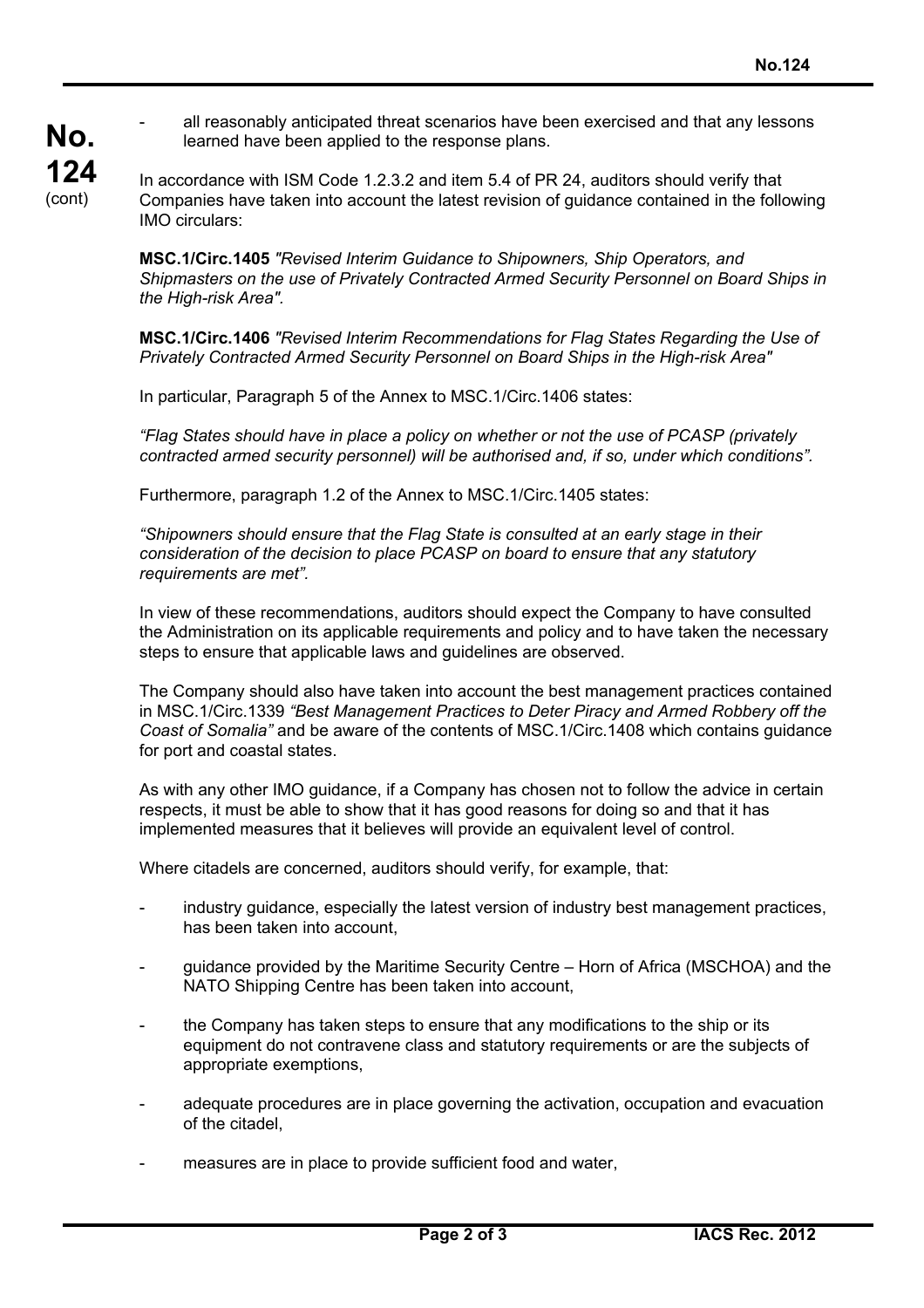- all reasonably anticipated threat scenarios have been exercised and that any lessons learned have been applied to the response plans.

In accordance with ISM Code 1.2.3.2 and item 5.4 of PR 24, auditors should verify that Companies have taken into account the latest revision of guidance contained in the following IMO circulars:

**MSC.1/Circ.1405** *"Revised Interim Guidance to Shipowners, Ship Operators, and Shipmasters on the use of Privately Contracted Armed Security Personnel on Board Ships in the High-risk Area".*

**MSC.1/Circ.1406** *"Revised Interim Recommendations for Flag States Regarding the Use of Privately Contracted Armed Security Personnel on Board Ships in the High-risk Area"*

In particular, Paragraph 5 of the Annex to MSC.1/Circ.1406 states:

*"Flag States should have in place a policy on whether or not the use of PCASP (privately contracted armed security personnel) will be authorised and, if so, under which conditions".*

Furthermore, paragraph 1.2 of the Annex to MSC.1/Circ.1405 states:

*"Shipowners should ensure that the Flag State is consulted at an early stage in their consideration of the decision to place PCASP on board to ensure that any statutory requirements are met".*

In view of these recommendations, auditors should expect the Company to have consulted the Administration on its applicable requirements and policy and to have taken the necessary steps to ensure that applicable laws and guidelines are observed.

The Company should also have taken into account the best management practices contained in MSC.1/Circ.1339 *"Best Management Practices to Deter Piracy and Armed Robbery off the Coast of Somalia"* and be aware of the contents of MSC.1/Circ.1408 which contains guidance for port and coastal states.

As with any other IMO guidance, if a Company has chosen not to follow the advice in certain respects, it must be able to show that it has good reasons for doing so and that it has implemented measures that it believes will provide an equivalent level of control.

Where citadels are concerned, auditors should verify, for example, that:

- industry guidance, especially the latest version of industry best management practices, has been taken into account,
- guidance provided by the Maritime Security Centre – Horn of Africa (MSCHOA) and the NATO Shipping Centre has been taken into account,
- the Company has taken steps to ensure that any modifications to the ship or its equipment do not contravene class and statutory requirements or are the subjects of appropriate exemptions,
- adequate procedures are in place governing the activation, occupation and evacuation of the citadel,
- measures are in place to provide sufficient food and water,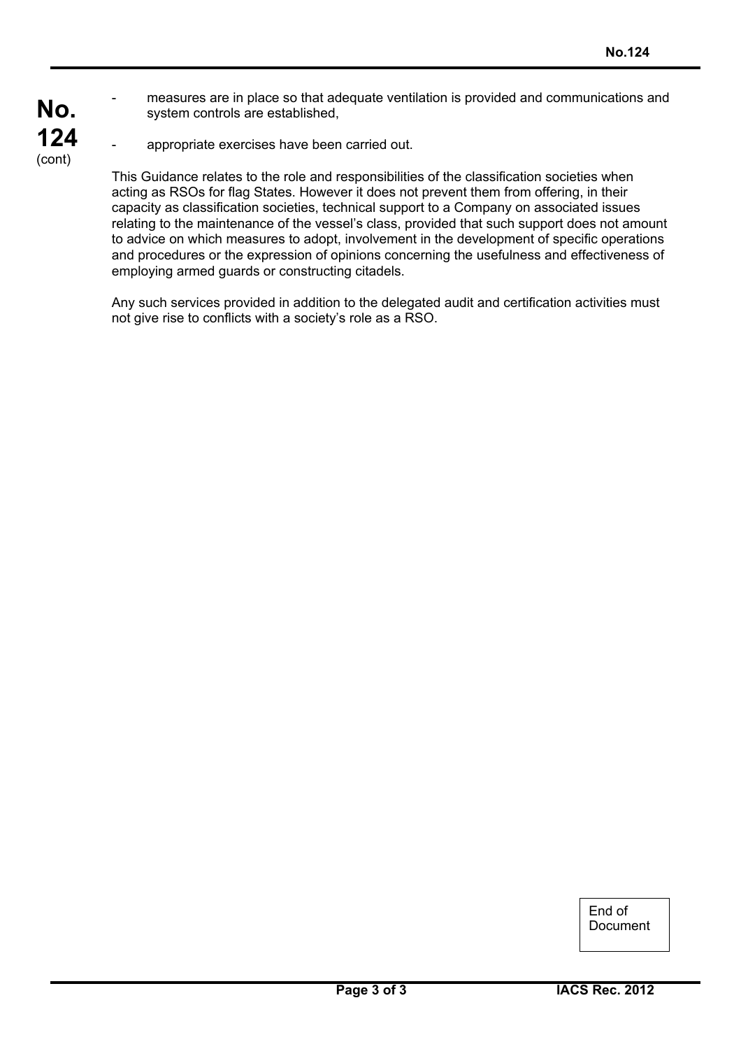- measures are in place so that adequate ventilation is provided and communications and system controls are established,
- appropriate exercises have been carried out.

This Guidance relates to the role and responsibilities of the classification societies when acting as RSOs for flag States. However it does not prevent them from offering, in their capacity as classification societies, technical support to a Company on associated issues relating to the maintenance of the vessel's class, provided that such support does not amount to advice on which measures to adopt, involvement in the development of specific operations and procedures or the expression of opinions concerning the usefulness and effectiveness of employing armed guards or constructing citadels.

Any such services provided in addition to the delegated audit and certification activities must not give rise to conflicts with a society's role as a RSO.

End of Document